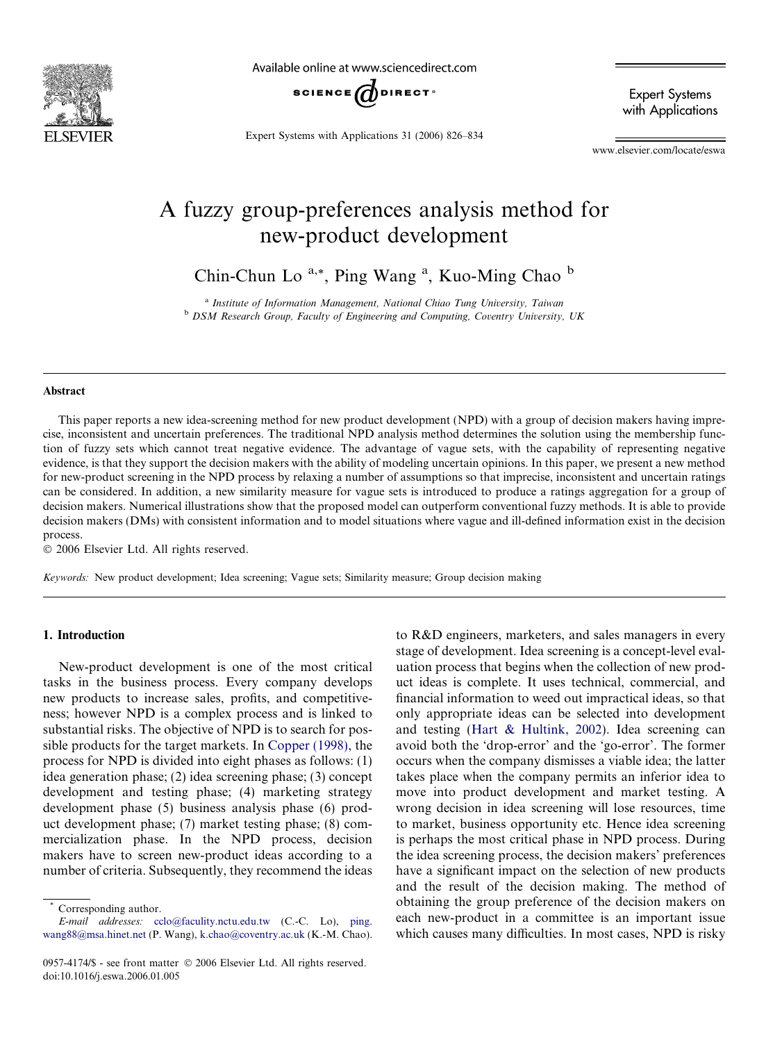# A fuzzy group-preferences analysis method for new-product development

Chin-Chun Lo [a,*], Ping Wang [a], Kuo-Ming Chao [b]

[a] *Institute of Information Management, National Chiao Tung University, Taiwan*
[b] *DSM Research Group, Faculty of Engineering and Computing, Coventry University, UK*

## Abstract

This paper reports a new idea-screening method for new product development (NPD) with a group of decision makers having imprecise, inconsistent and uncertain preferences. The traditional NPD analysis method determines the solution using the membership function of fuzzy sets which cannot treat negative evidence. The advantage of vague sets, with the capability of representing negative evidence, is that they support the decision makers with the ability of modeling uncertain opinions. In this paper, we present a new method for new-product screening in the NPD process by relaxing a number of assumptions so that imprecise, inconsistent and uncertain ratings can be considered. In addition, a new similarity measure for vague sets is introduced to produce a ratings aggregation for a group of decision makers. Numerical illustrations show that the proposed model can outperform conventional fuzzy methods. It is able to provide decision makers (DMs) with consistent information and to model situations where vague and ill-defined information exist in the decision process.

© 2006 Elsevier Ltd. All rights reserved.

*Keywords:* New product development; Idea screening; Vague sets; Similarity measure; Group decision making

## 1. Introduction

New-product development is one of the most critical tasks in the business process. Every company develops new products to increase sales, profits, and competitiveness; however NPD is a complex process and is linked to substantial risks. The objective of NPD is to search for possible products for the target markets. In Copper (1998), the process for NPD is divided into eight phases as follows: (1) idea generation phase; (2) idea screening phase; (3) concept development and testing phase; (4) marketing strategy development phase (5) business analysis phase (6) product development phase; (7) market testing phase; (8) commercialization phase. In the NPD process, decision makers have to screen new-product ideas according to a number of criteria. Subsequently, they recommend the ideas to R&D engineers, marketers, and sales managers in every stage of development. Idea screening is a concept-level evaluation process that begins when the collection of new product ideas is complete. It uses technical, commercial, and financial information to weed out impractical ideas, so that only appropriate ideas can be selected into development and testing (Hart & Hultink, 2002). Idea screening can avoid both the 'drop-error' and the 'go-error'. The former occurs when the company dismisses a viable idea; the latter takes place when the company permits an inferior idea to move into product development and market testing. A wrong decision in idea screening will lose resources, time to market, business opportunity etc. Hence idea screening is perhaps the most critical phase in NPD process. During the idea screening process, the decision makers' preferences have a significant impact on the selection of new products and the result of the decision making. The method of obtaining the group preference of the decision makers on each new-product in a committee is an important issue which causes many difficulties. In most cases, NPD is risky

* Corresponding author.
*E-mail addresses:* cclo@faculty.nctu.edu.tw (C.-C. Lo), ping.wang88@msa.hinet.net (P. Wang), k.chao@coventry.ac.uk (K.-M. Chao).

0957-4174/$ - see front matter © 2006 Elsevier Ltd. All rights reserved.
doi:10.1016/j.eswa.2006.01.005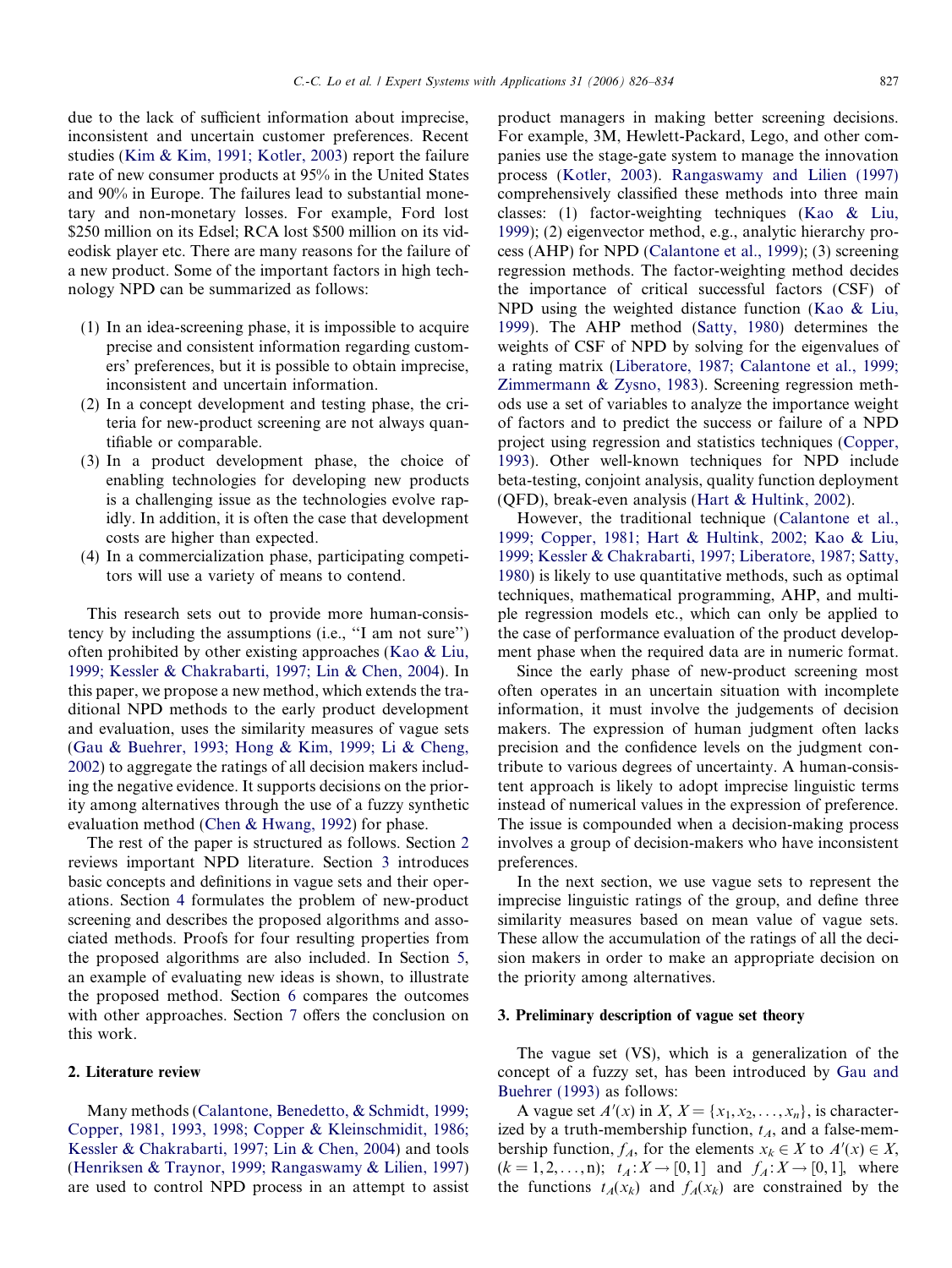due to the lack of sufficient information about imprecise, inconsistent and uncertain customer preferences. Recent studies (Kim & Kim, 1991; Kotler, 2003) report the failure rate of new consumer products at 95% in the United States and 90% in Europe. The failures lead to substantial monetary and non-monetary losses. For example, Ford lost \$250 million on its Edsel; RCA lost \$500 million on its videodisk player etc. There are many reasons for the failure of a new product. Some of the important factors in high technology NPD can be summarized as follows:

(1) In an idea-screening phase, it is impossible to acquire precise and consistent information regarding customers' preferences, but it is possible to obtain imprecise, inconsistent and uncertain information.
(2) In a concept development and testing phase, the criteria for new-product screening are not always quantifiable or comparable.
(3) In a product development phase, the choice of enabling technologies for developing new products is a challenging issue as the technologies evolve rapidly. In addition, it is often the case that development costs are higher than expected.
(4) In a commercialization phase, participating competitors will use a variety of means to contend.

This research sets out to provide more human-consistency by including the assumptions (i.e., "I am not sure") often prohibited by other existing approaches (Kao & Liu, 1999; Kessler & Chakrabarti, 1997; Lin & Chen, 2004). In this paper, we propose a new method, which extends the traditional NPD methods to the early product development and evaluation, uses the similarity measures of vague sets (Gau & Buehrer, 1993; Hong & Kim, 1999; Li & Cheng, 2002) to aggregate the ratings of all decision makers including the negative evidence. It supports decisions on the priority among alternatives through the use of a fuzzy synthetic evaluation method (Chen & Hwang, 1992) for phase.

The rest of the paper is structured as follows. Section 2 reviews important NPD literature. Section 3 introduces basic concepts and definitions in vague sets and their operations. Section 4 formulates the problem of new-product screening and describes the proposed algorithms and associated methods. Proofs for four resulting properties from the proposed algorithms are also included. In Section 5, an example of evaluating new ideas is shown, to illustrate the proposed method. Section 6 compares the outcomes with other approaches. Section 7 offers the conclusion on this work.

## 2. Literature review

Many methods (Calantone, Benedetto, & Schmidt, 1999; Copper, 1981, 1993, 1998; Copper & Kleinschmidt, 1986; Kessler & Chakrabarti, 1997; Lin & Chen, 2004) and tools (Henriksen & Traynor, 1999; Rangaswamy & Lilien, 1997) are used to control NPD process in an attempt to assist product managers in making better screening decisions. For example, 3M, Hewlett-Packard, Lego, and other companies use the stage-gate system to manage the innovation process (Kotler, 2003). Rangaswamy and Lilien (1997) comprehensively classified these methods into three main classes: (1) factor-weighting techniques (Kao & Liu, 1999); (2) eigenvector method, e.g., analytic hierarchy process (AHP) for NPD (Calantone et al., 1999); (3) screening regression methods. The factor-weighting method decides the importance of critical successful factors (CSF) of NPD using the weighted distance function (Kao & Liu, 1999). The AHP method (Satty, 1980) determines the weights of CSF of NPD by solving for the eigenvalues of a rating matrix (Liberatore, 1987; Calantone et al., 1999; Zimmermann & Zysno, 1983). Screening regression methods use a set of variables to analyze the importance weight of factors and to predict the success or failure of a NPD project using regression and statistics techniques (Copper, 1993). Other well-known techniques for NPD include beta-testing, conjoint analysis, quality function deployment (QFD), break-even analysis (Hart & Hultink, 2002).

However, the traditional technique (Calantone et al., 1999; Copper, 1981; Hart & Hultink, 2002; Kao & Liu, 1999; Kessler & Chakrabarti, 1997; Liberatore, 1987; Satty, 1980) is likely to use quantitative methods, such as optimal techniques, mathematical programming, AHP, and multiple regression models etc., which can only be applied to the case of performance evaluation of the product development phase when the required data are in numeric format.

Since the early phase of new-product screening most often operates in an uncertain situation with incomplete information, it must involve the judgements of decision makers. The expression of human judgment often lacks precision and the confidence levels on the judgment contribute to various degrees of uncertainty. A human-consistent approach is likely to adopt imprecise linguistic terms instead of numerical values in the expression of preference. The issue is compounded when a decision-making process involves a group of decision-makers who have inconsistent preferences.

In the next section, we use vague sets to represent the imprecise linguistic ratings of the group, and define three similarity measures based on mean value of vague sets. These allow the accumulation of the ratings of all the decision makers in order to make an appropriate decision on the priority among alternatives.

## 3. Preliminary description of vague set theory

The vague set (VS), which is a generalization of the concept of a fuzzy set, has been introduced by Gau and Buehrer (1993) as follows:

A vague set $A'(x)$ in $X$, $X = \{x_1, x_2, \ldots, x_n\}$, is characterized by a truth-membership function, $t_A$, and a false-membership function, $f_A$, for the elements $x_k \in X$ to $A'(x) \in X$, $(k = 1, 2, \ldots, n)$; $t_A : X \rightarrow [0, 1]$ and $f_A : X \rightarrow [0, 1]$, where the functions $t_A(x_k)$ and $f_A(x_k)$ are constrained by the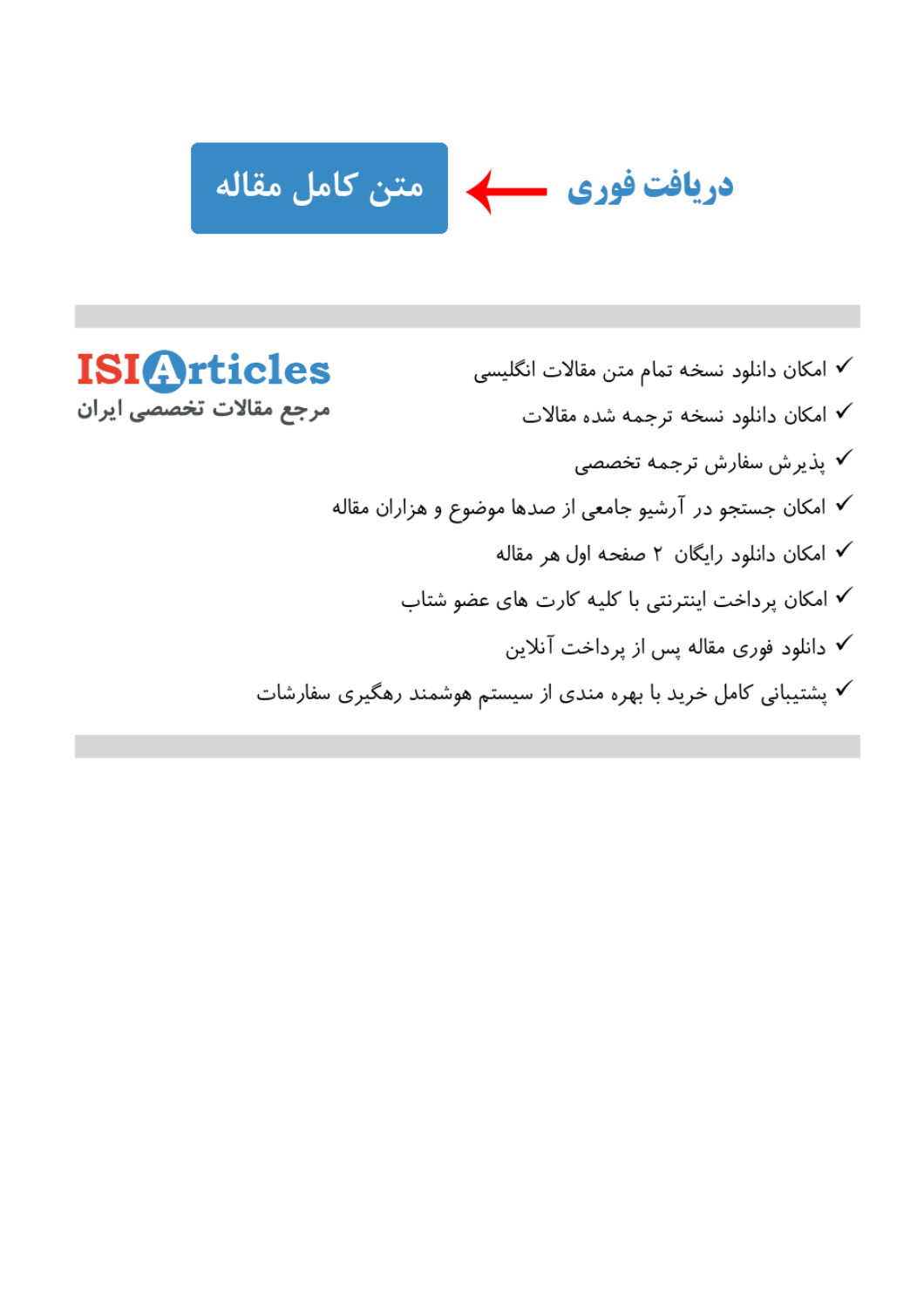دریافت فوری ← متن کامل مقاله

ISIArticles
مرجع مقالات تخصصی ایران

- ✓ امکان دانلود نسخه تمام متن مقالات انگلیسی
- ✓ امکان دانلود نسخه ترجمه شده مقالات
- ✓ پذیرش سفارش ترجمه تخصصی
- ✓ امکان جستجو در آرشیو جامعی از صدها موضوع و هزاران مقاله
- ✓ امکان دانلود رایگان ۲ صفحه اول هر مقاله
- ✓ امکان پرداخت اینترنتی با کلیه کارت های عضو شتاب
- ✓ دانلود فوری مقاله پس از پرداخت آنلاین
- ✓ پشتیبانی کامل خرید با بهره مندی از سیستم هوشمند رهگیری سفارشات